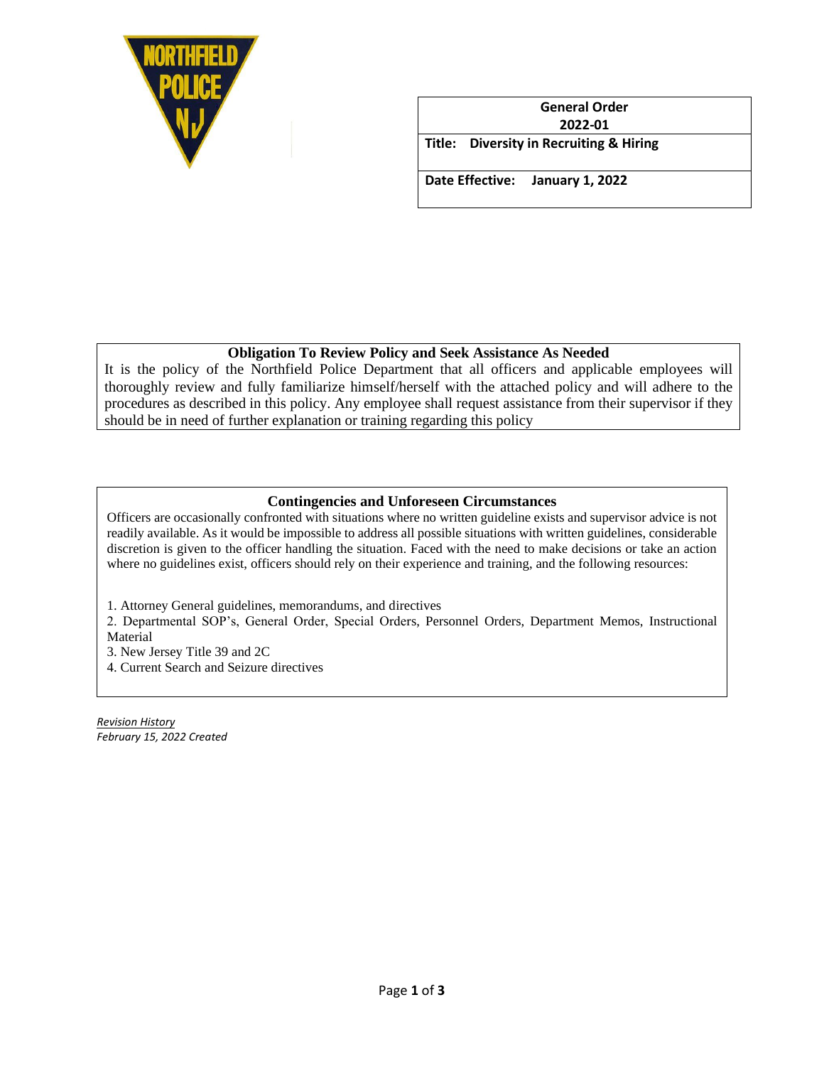| General Order 2022-01 |
| --- |
| **Title:** Diversity in Recruiting & Hiring |
| **Date Effective:** January 1, 2022 |

## Obligation To Review Policy and Seek Assistance As Needed

It is the policy of the Northfield Police Department that all officers and applicable employees will thoroughly review and fully familiarize himself/herself with the attached policy and will adhere to the procedures as described in this policy. Any employee shall request assistance from their supervisor if they should be in need of further explanation or training regarding this policy

## Contingencies and Unforeseen Circumstances

Officers are occasionally confronted with situations where no written guideline exists and supervisor advice is not readily available. As it would be impossible to address all possible situations with written guidelines, considerable discretion is given to the officer handling the situation. Faced with the need to make decisions or take an action where no guidelines exist, officers should rely on their experience and training, and the following resources:

1. Attorney General guidelines, memorandums, and directives
2. Departmental SOP's, General Order, Special Orders, Personnel Orders, Department Memos, Instructional Material
3. New Jersey Title 39 and 2C
4. Current Search and Seizure directives

*Revision History*
*February 15, 2022 Created*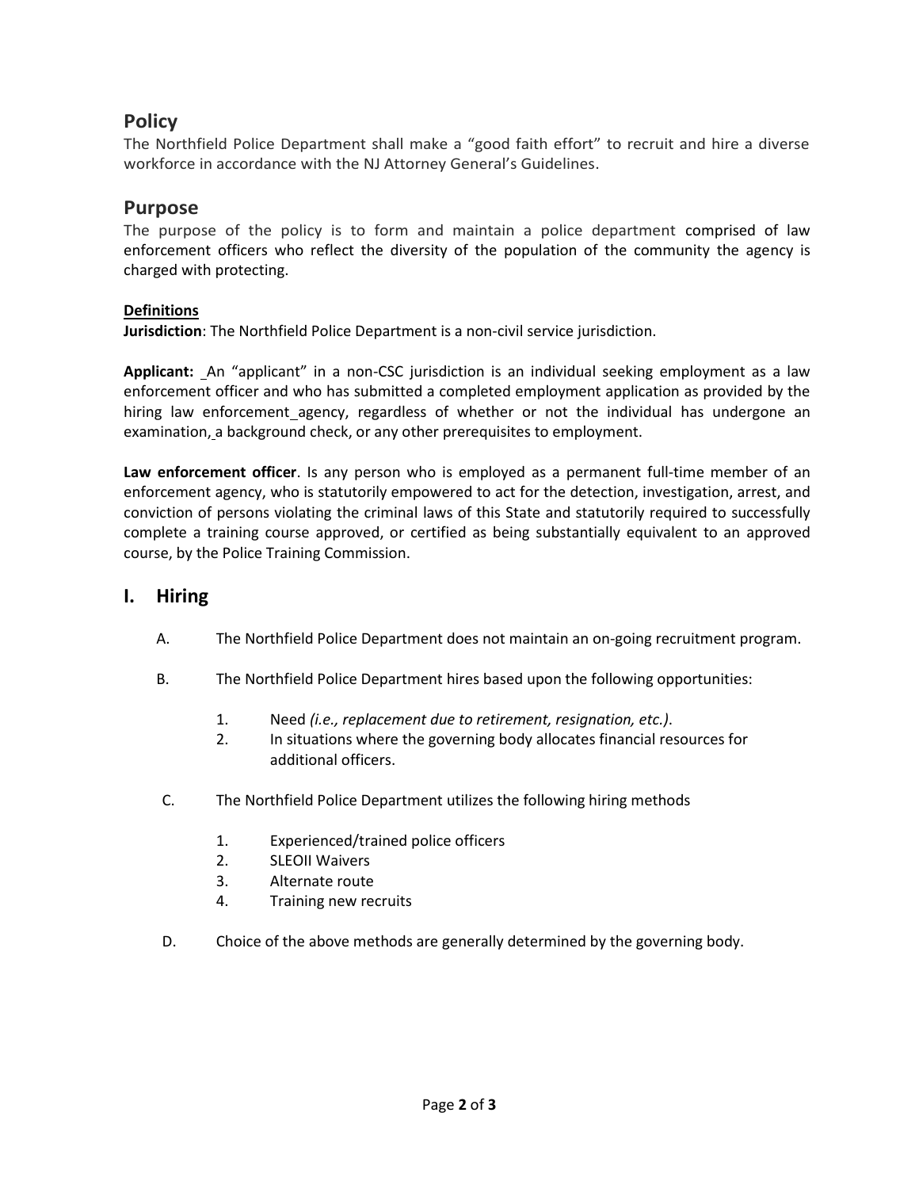## Policy

The Northfield Police Department shall make a "good faith effort" to recruit and hire a diverse workforce in accordance with the NJ Attorney General's Guidelines.

## Purpose

The purpose of the policy is to form and maintain a police department comprised of law enforcement officers who reflect the diversity of the population of the community the agency is charged with protecting.

**Definitions**

**Jurisdiction**: The Northfield Police Department is a non-civil service jurisdiction.

**Applicant:** An "applicant" in a non-CSC jurisdiction is an individual seeking employment as a law enforcement officer and who has submitted a completed employment application as provided by the hiring law enforcement agency, regardless of whether or not the individual has undergone an examination, a background check, or any other prerequisites to employment.

**Law enforcement officer**. Is any person who is employed as a permanent full-time member of an enforcement agency, who is statutorily empowered to act for the detection, investigation, arrest, and conviction of persons violating the criminal laws of this State and statutorily required to successfully complete a training course approved, or certified as being substantially equivalent to an approved course, by the Police Training Commission.

## I. Hiring

A. The Northfield Police Department does not maintain an on-going recruitment program.

B. The Northfield Police Department hires based upon the following opportunities:

1. Need *(i.e., replacement due to retirement, resignation, etc.)*.
2. In situations where the governing body allocates financial resources for additional officers.

C. The Northfield Police Department utilizes the following hiring methods

1. Experienced/trained police officers
2. SLEOII Waivers
3. Alternate route
4. Training new recruits

D. Choice of the above methods are generally determined by the governing body.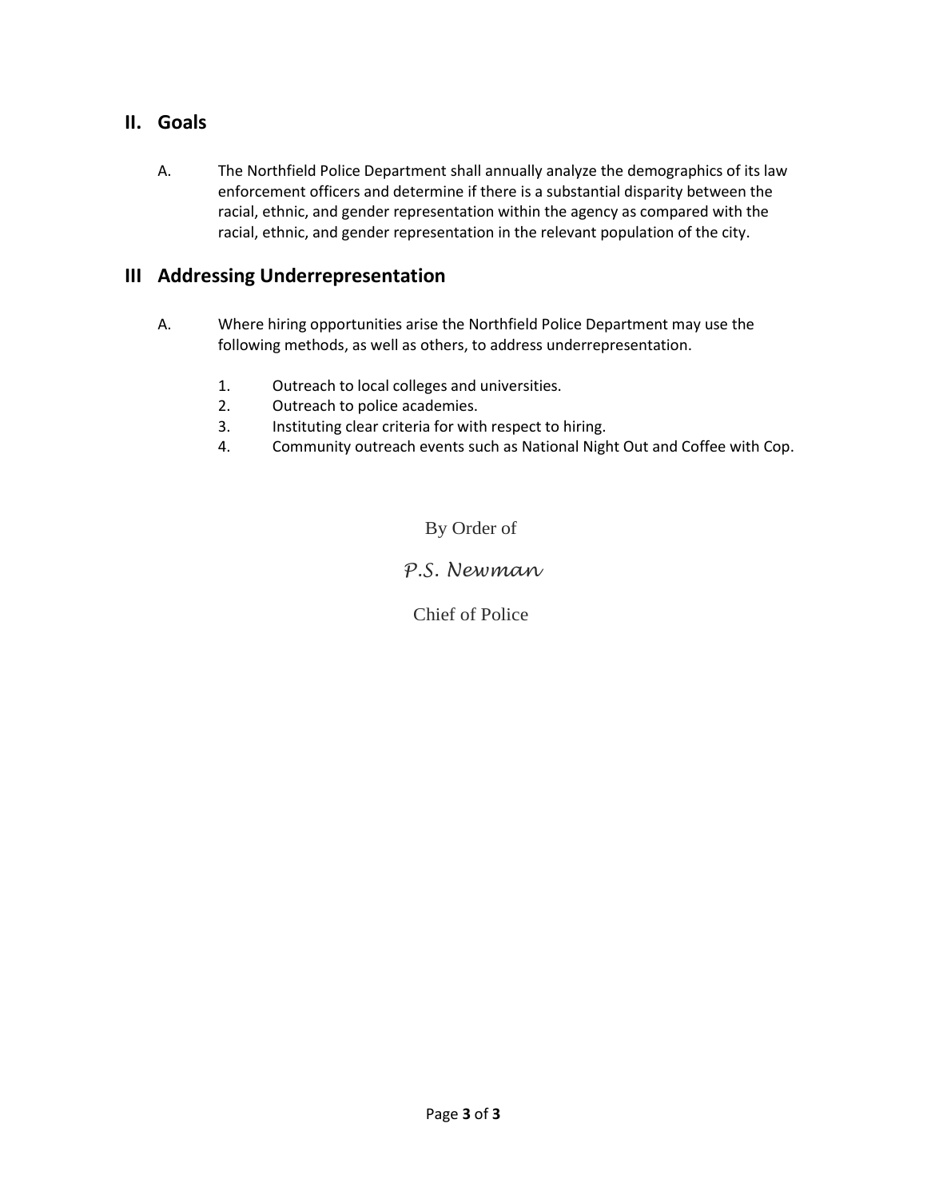## II. Goals

A. The Northfield Police Department shall annually analyze the demographics of its law enforcement officers and determine if there is a substantial disparity between the racial, ethnic, and gender representation within the agency as compared with the racial, ethnic, and gender representation in the relevant population of the city.

## III Addressing Underrepresentation

A. Where hiring opportunities arise the Northfield Police Department may use the following methods, as well as others, to address underrepresentation.

1. Outreach to local colleges and universities.
2. Outreach to police academies.
3. Instituting clear criteria for with respect to hiring.
4. Community outreach events such as National Night Out and Coffee with Cop.

By Order of

*P.S. Newman*

Chief of Police